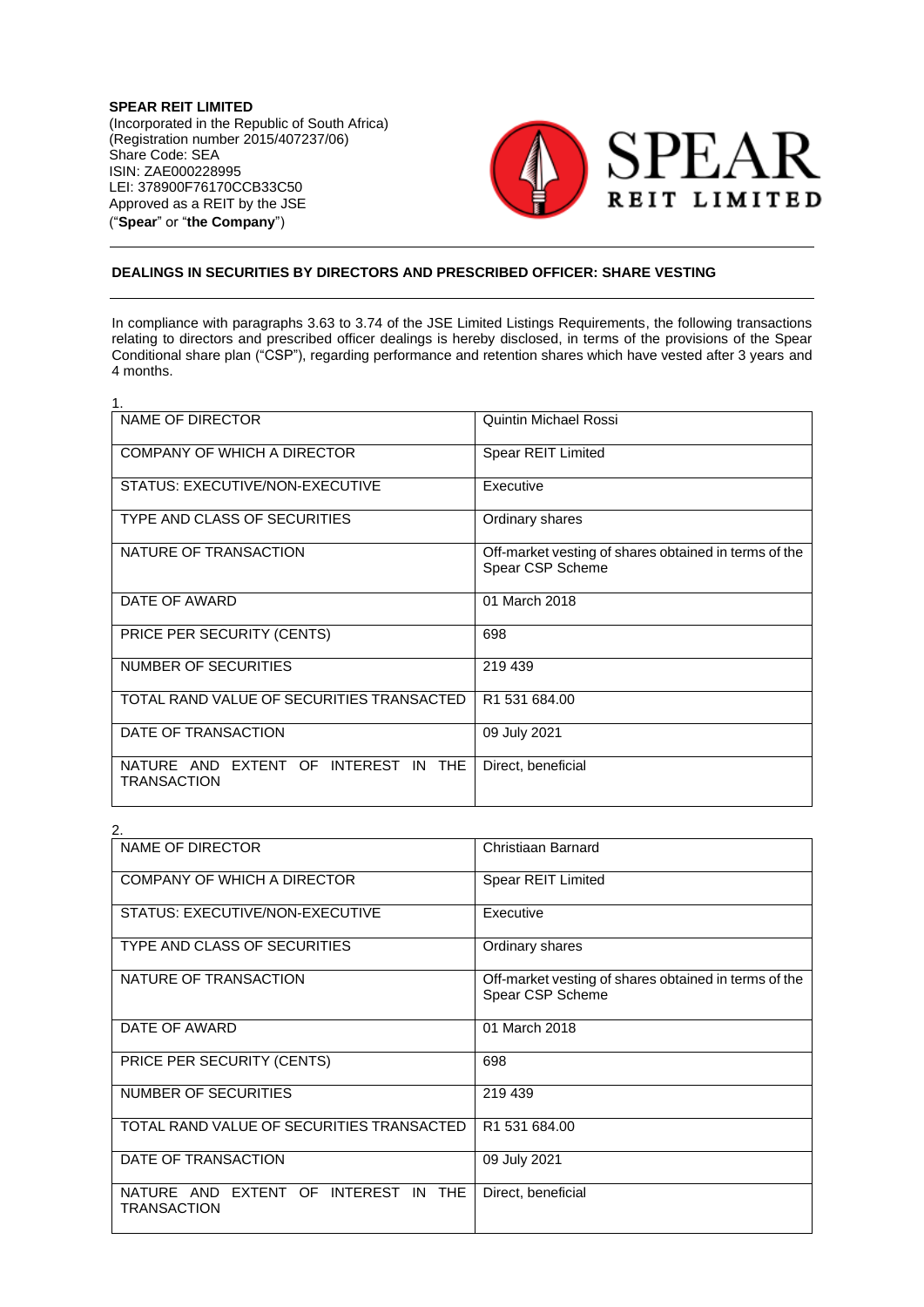**SPEAR REIT LIMITED**
(Incorporated in the Republic of South Africa)
(Registration number 2015/407237/06)
Share Code: SEA
ISIN: ZAE000228995
LEI: 378900F76170CCB33C50
Approved as a REIT by the JSE
("**Spear**" or "**the Company**")

**DEALINGS IN SECURITIES BY DIRECTORS AND PRESCRIBED OFFICER: SHARE VESTING**

In compliance with paragraphs 3.63 to 3.74 of the JSE Limited Listings Requirements, the following transactions relating to directors and prescribed officer dealings is hereby disclosed, in terms of the provisions of the Spear Conditional share plan ("CSP"), regarding performance and retention shares which have vested after 3 years and 4 months.

1.

| | |
|---|---|
| NAME OF DIRECTOR | Quintin Michael Rossi |
| COMPANY OF WHICH A DIRECTOR | Spear REIT Limited |
| STATUS: EXECUTIVE/NON-EXECUTIVE | Executive |
| TYPE AND CLASS OF SECURITIES | Ordinary shares |
| NATURE OF TRANSACTION | Off-market vesting of shares obtained in terms of the Spear CSP Scheme |
| DATE OF AWARD | 01 March 2018 |
| PRICE PER SECURITY (CENTS) | 698 |
| NUMBER OF SECURITIES | 219 439 |
| TOTAL RAND VALUE OF SECURITIES TRANSACTED | R1 531 684.00 |
| DATE OF TRANSACTION | 09 July 2021 |
| NATURE AND EXTENT OF INTEREST IN THE TRANSACTION | Direct, beneficial |

2.

| | |
|---|---|
| NAME OF DIRECTOR | Christiaan Barnard |
| COMPANY OF WHICH A DIRECTOR | Spear REIT Limited |
| STATUS: EXECUTIVE/NON-EXECUTIVE | Executive |
| TYPE AND CLASS OF SECURITIES | Ordinary shares |
| NATURE OF TRANSACTION | Off-market vesting of shares obtained in terms of the Spear CSP Scheme |
| DATE OF AWARD | 01 March 2018 |
| PRICE PER SECURITY (CENTS) | 698 |
| NUMBER OF SECURITIES | 219 439 |
| TOTAL RAND VALUE OF SECURITIES TRANSACTED | R1 531 684.00 |
| DATE OF TRANSACTION | 09 July 2021 |
| NATURE AND EXTENT OF INTEREST IN THE TRANSACTION | Direct, beneficial |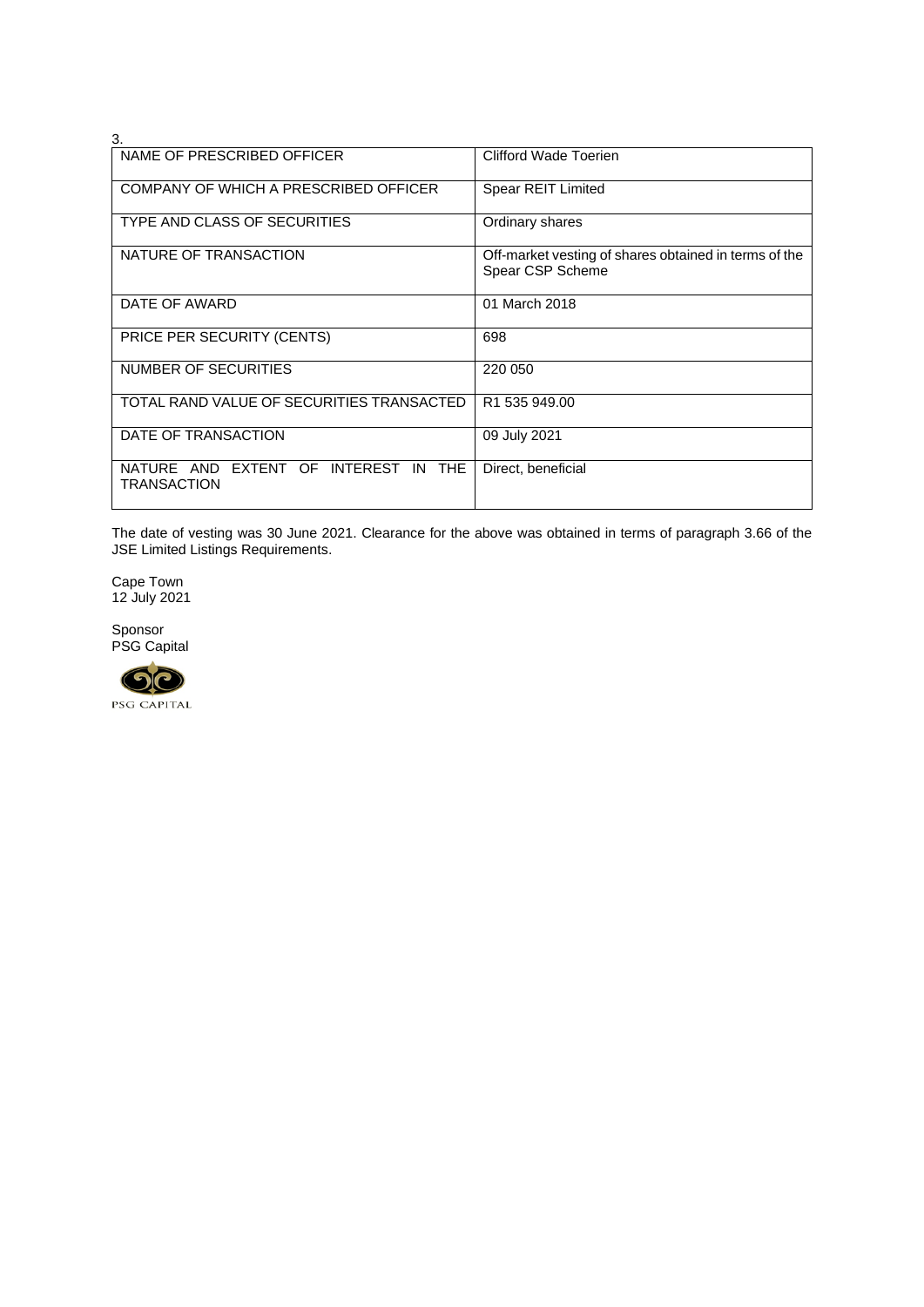3.

| | |
|---|---|
| NAME OF PRESCRIBED OFFICER | Clifford Wade Toerien |
| COMPANY OF WHICH A PRESCRIBED OFFICER | Spear REIT Limited |
| TYPE AND CLASS OF SECURITIES | Ordinary shares |
| NATURE OF TRANSACTION | Off-market vesting of shares obtained in terms of the Spear CSP Scheme |
| DATE OF AWARD | 01 March 2018 |
| PRICE PER SECURITY (CENTS) | 698 |
| NUMBER OF SECURITIES | 220 050 |
| TOTAL RAND VALUE OF SECURITIES TRANSACTED | R1 535 949.00 |
| DATE OF TRANSACTION | 09 July 2021 |
| NATURE AND EXTENT OF INTEREST IN THE TRANSACTION | Direct, beneficial |

The date of vesting was 30 June 2021. Clearance for the above was obtained in terms of paragraph 3.66 of the JSE Limited Listings Requirements.

Cape Town
12 July 2021

Sponsor
PSG Capital

PSG CAPITAL